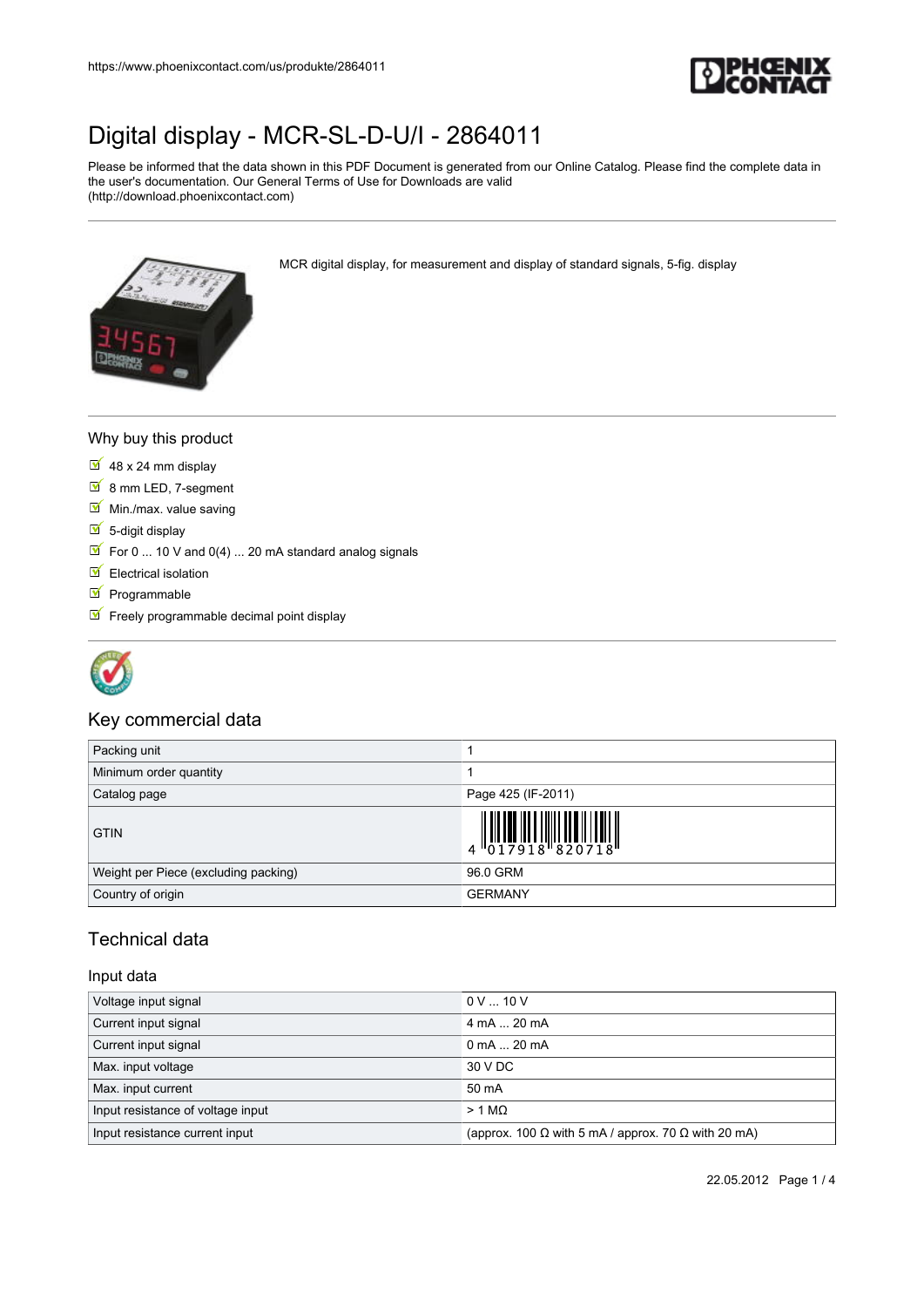https://www.phoenixcontact.com/us/produkte/2864011

# Digital display - MCR-SL-D-U/I - 2864011

Please be informed that the data shown in this PDF Document is generated from our Online Catalog. Please find the complete data in the user's documentation. Our General Terms of Use for Downloads are valid (http://download.phoenixcontact.com)

MCR digital display, for measurement and display of standard signals, 5-fig. display

## Why buy this product

- 48 x 24 mm display
- 8 mm LED, 7-segment
- Min./max. value saving
- 5-digit display
- For 0 ... 10 V and 0(4) ... 20 mA standard analog signals
- Electrical isolation
- Programmable
- Freely programmable decimal point display

## Key commercial data

| | |
|---|---|
| Packing unit | 1 |
| Minimum order quantity | 1 |
| Catalog page | Page 425 (IF-2011) |
| GTIN | 4 017918 820718 |
| Weight per Piece (excluding packing) | 96.0 GRM |
| Country of origin | GERMANY |

## Technical data

### Input data

| | |
|---|---|
| Voltage input signal | 0 V ... 10 V |
| Current input signal | 4 mA ... 20 mA |
| Current input signal | 0 mA ... 20 mA |
| Max. input voltage | 30 V DC |
| Max. input current | 50 mA |
| Input resistance of voltage input | > 1 MΩ |
| Input resistance current input | (approx. 100 Ω with 5 mA / approx. 70 Ω with 20 mA) |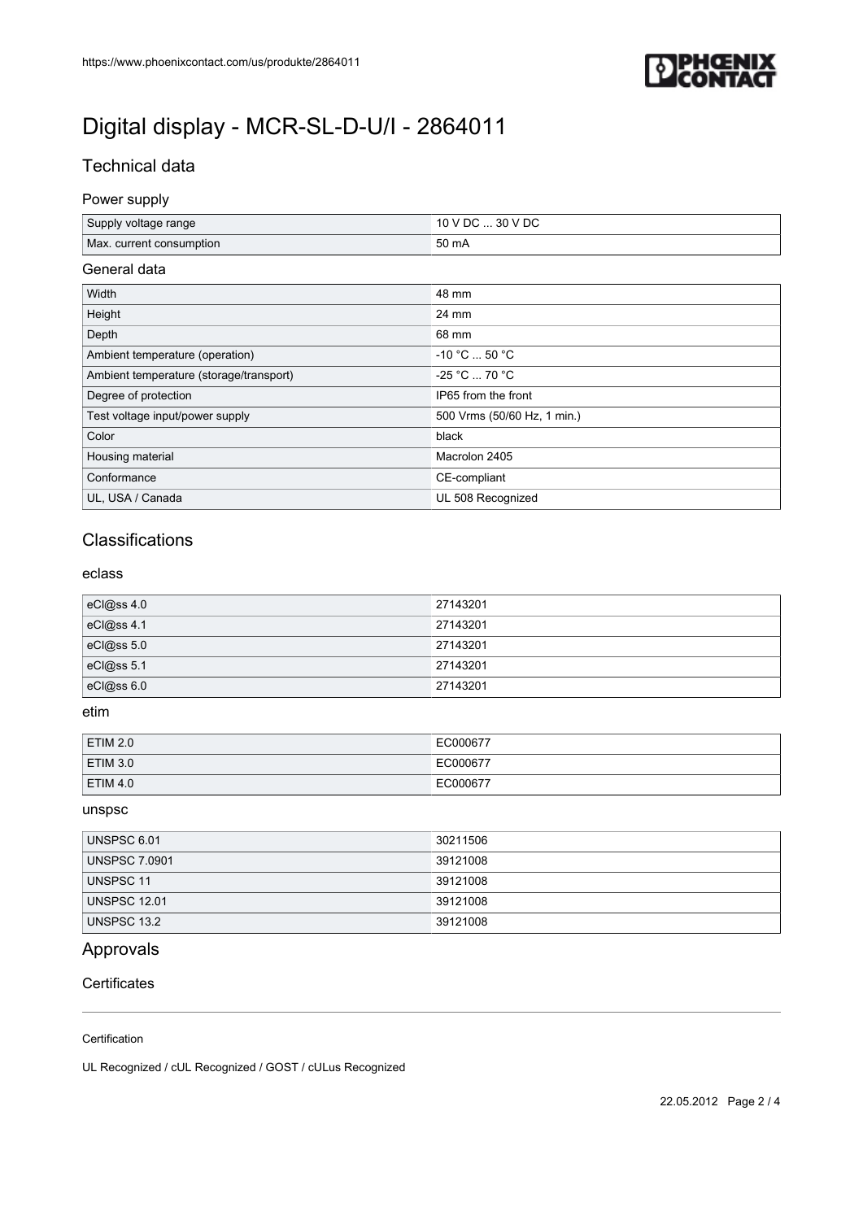# Digital display - MCR-SL-D-U/I - 2864011

## Technical data

### Power supply

| | |
|---|---|
| Supply voltage range | 10 V DC ... 30 V DC |
| Max. current consumption | 50 mA |

### General data

| | |
|---|---|
| Width | 48 mm |
| Height | 24 mm |
| Depth | 68 mm |
| Ambient temperature (operation) | -10 °C ... 50 °C |
| Ambient temperature (storage/transport) | -25 °C ... 70 °C |
| Degree of protection | IP65 from the front |
| Test voltage input/power supply | 500 Vrms (50/60 Hz, 1 min.) |
| Color | black |
| Housing material | Macrolon 2405 |
| Conformance | CE-compliant |
| UL, USA / Canada | UL 508 Recognized |

## Classifications

### eclass

| | |
|---|---|
| eCl@ss 4.0 | 27143201 |
| eCl@ss 4.1 | 27143201 |
| eCl@ss 5.0 | 27143201 |
| eCl@ss 5.1 | 27143201 |
| eCl@ss 6.0 | 27143201 |

### etim

| | |
|---|---|
| ETIM 2.0 | EC000677 |
| ETIM 3.0 | EC000677 |
| ETIM 4.0 | EC000677 |

### unspsc

| | |
|---|---|
| UNSPSC 6.01 | 30211506 |
| UNSPSC 7.0901 | 39121008 |
| UNSPSC 11 | 39121008 |
| UNSPSC 12.01 | 39121008 |
| UNSPSC 13.2 | 39121008 |

## Approvals

### Certificates

Certification

UL Recognized / cUL Recognized / GOST / cULus Recognized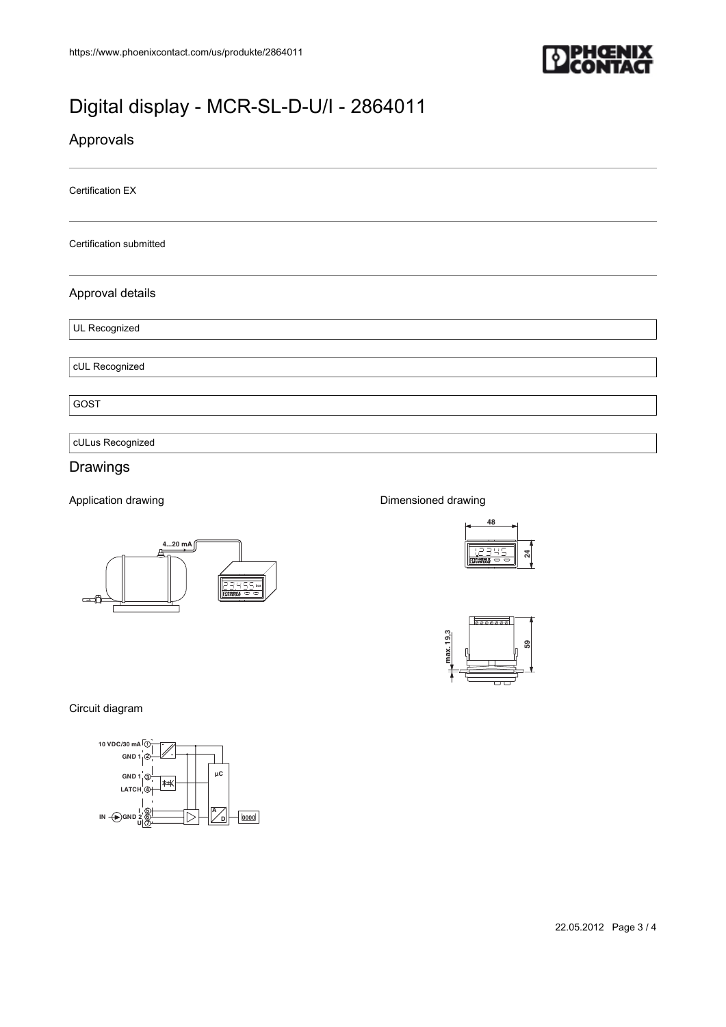# Digital display - MCR-SL-D-U/I - 2864011

## Approvals

Certification EX

Certification submitted

### Approval details

UL Recognized

cUL Recognized

GOST

cULus Recognized

## Drawings

Application drawing

Dimensioned drawing

Circuit diagram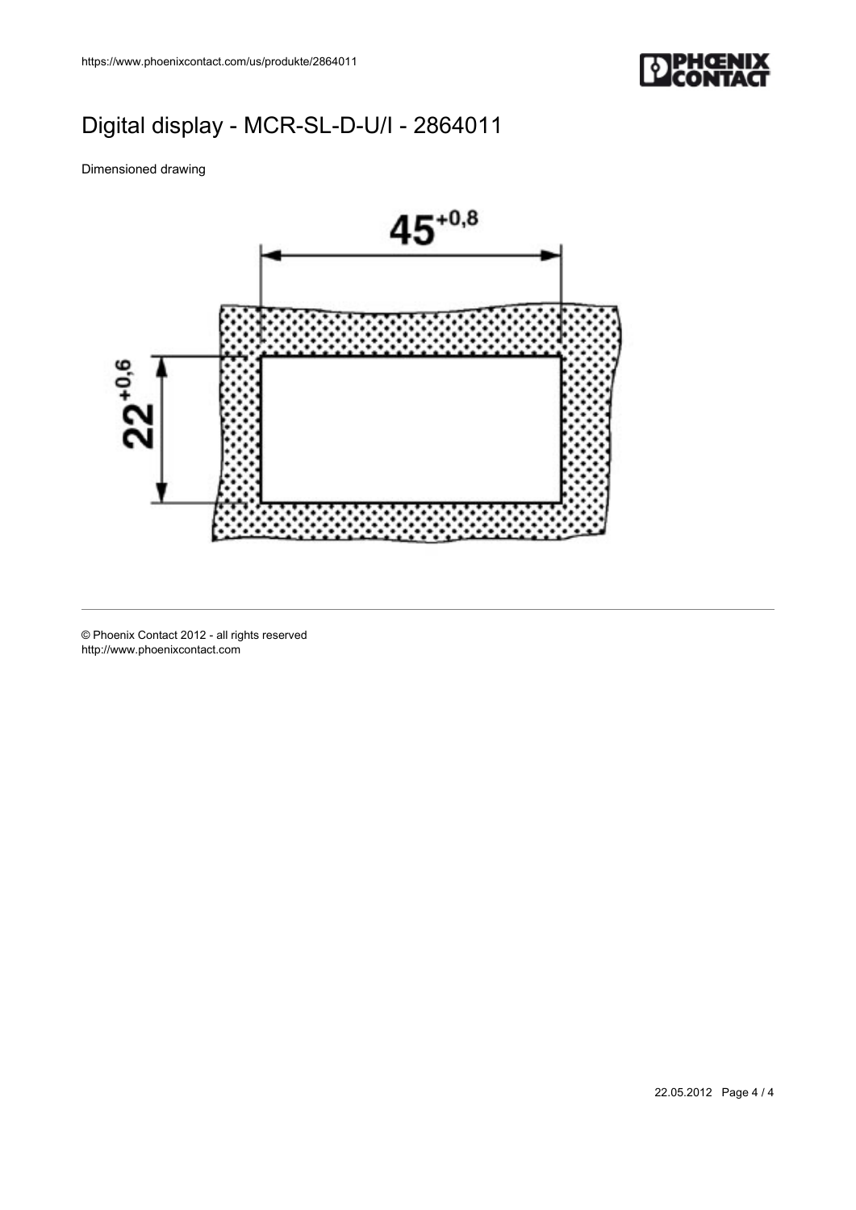# Digital display - MCR-SL-D-U/I - 2864011

Dimensioned drawing

$45^{+0,8}$

$22^{+0,6}$

© Phoenix Contact 2012 - all rights reserved
http://www.phoenixcontact.com